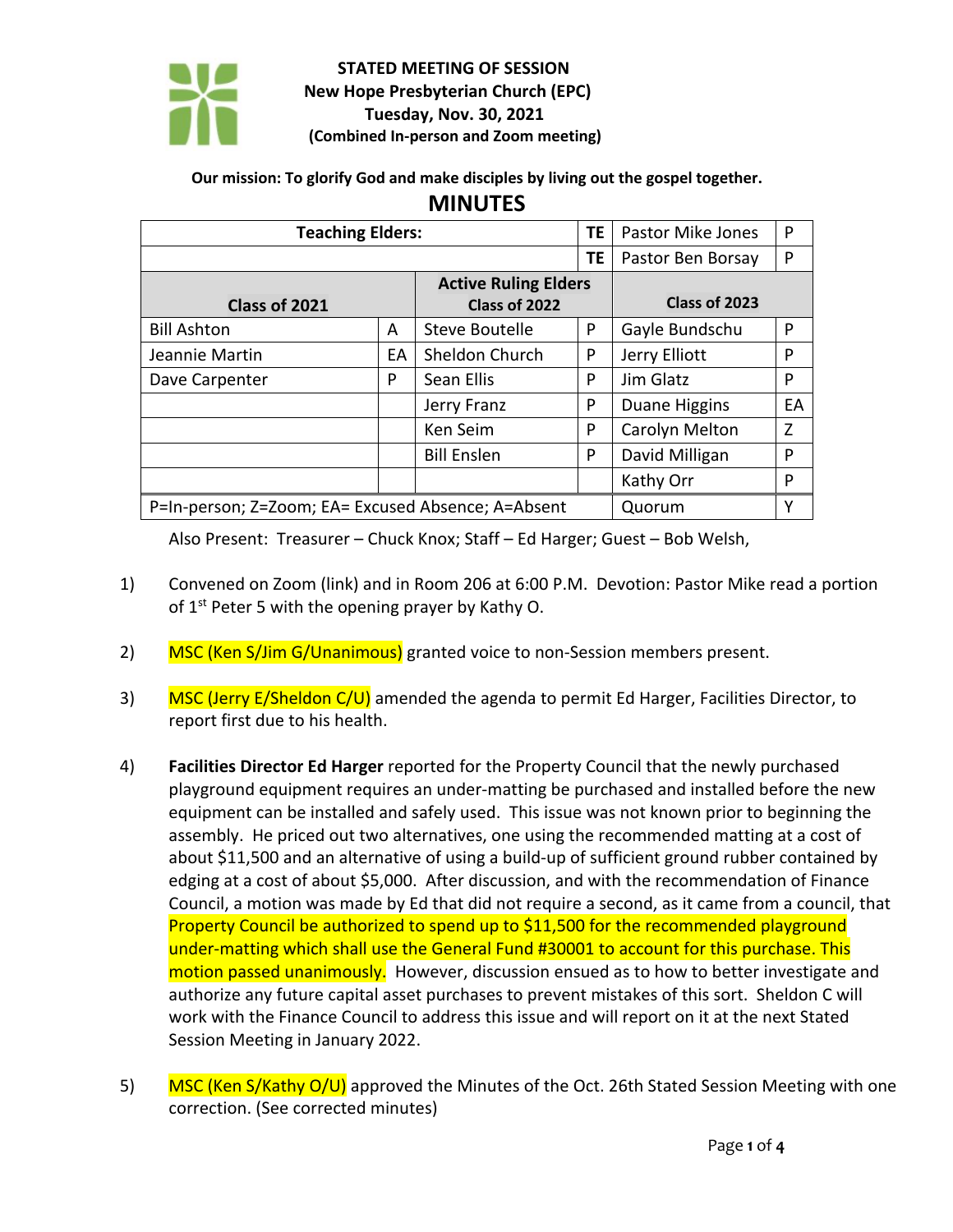**STATED MEETING OF SESSION**
**New Hope Presbyterian Church (EPC)**
**Tuesday, Nov. 30, 2021**
**(Combined In-person and Zoom meeting)**

**Our mission: To glorify God and make disciples by living out the gospel together.**

# MINUTES

| | | | | | |
|---|---|---|---|---|---|
| **Teaching Elders:** | | | **TE** | Pastor Mike Jones | P |
| | | | **TE** | Pastor Ben Borsay | P |
| **Class of 2021** | | **Active Ruling Elders Class of 2022** | | **Class of 2023** | |
| Bill Ashton | A | Steve Boutelle | P | Gayle Bundschu | P |
| Jeannie Martin | EA | Sheldon Church | P | Jerry Elliott | P |
| Dave Carpenter | P | Sean Ellis | P | Jim Glatz | P |
| | | Jerry Franz | P | Duane Higgins | EA |
| | | Ken Seim | P | Carolyn Melton | Z |
| | | Bill Enslen | P | David Milligan | P |
| | | | | Kathy Orr | P |
| P=In-person; Z=Zoom; EA= Excused Absence; A=Absent | | | | Quorum | Y |

Also Present: Treasurer – Chuck Knox; Staff – Ed Harger; Guest – Bob Welsh,

1) Convened on Zoom (link) and in Room 206 at 6:00 P.M. Devotion: Pastor Mike read a portion of 1st Peter 5 with the opening prayer by Kathy O.

2) MSC (Ken S/Jim G/Unanimous) granted voice to non-Session members present.

3) MSC (Jerry E/Sheldon C/U) amended the agenda to permit Ed Harger, Facilities Director, to report first due to his health.

4) **Facilities Director Ed Harger** reported for the Property Council that the newly purchased playground equipment requires an under-matting be purchased and installed before the new equipment can be installed and safely used. This issue was not known prior to beginning the assembly. He priced out two alternatives, one using the recommended matting at a cost of about $11,500 and an alternative of using a build-up of sufficient ground rubber contained by edging at a cost of about $5,000. After discussion, and with the recommendation of Finance Council, a motion was made by Ed that did not require a second, as it came from a council, that Property Council be authorized to spend up to $11,500 for the recommended playground under-matting which shall use the General Fund #30001 to account for this purchase. This motion passed unanimously. However, discussion ensued as to how to better investigate and authorize any future capital asset purchases to prevent mistakes of this sort. Sheldon C will work with the Finance Council to address this issue and will report on it at the next Stated Session Meeting in January 2022.

5) MSC (Ken S/Kathy O/U) approved the Minutes of the Oct. 26th Stated Session Meeting with one correction. (See corrected minutes)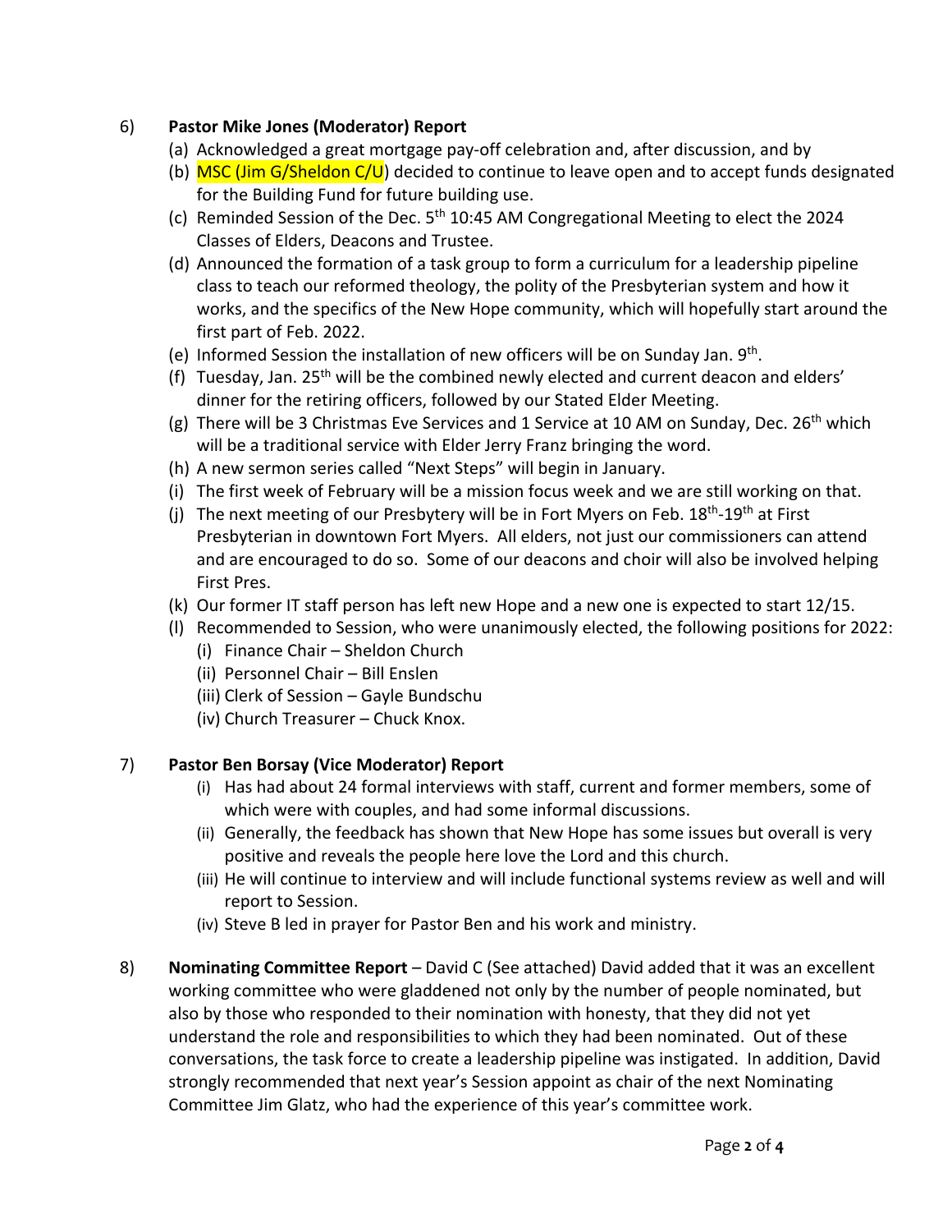6) **Pastor Mike Jones (Moderator) Report**

(a) Acknowledged a great mortgage pay-off celebration and, after discussion, and by

(b) MSC (Jim G/Sheldon C/U) decided to continue to leave open and to accept funds designated for the Building Fund for future building use.

(c) Reminded Session of the Dec. 5th 10:45 AM Congregational Meeting to elect the 2024 Classes of Elders, Deacons and Trustee.

(d) Announced the formation of a task group to form a curriculum for a leadership pipeline class to teach our reformed theology, the polity of the Presbyterian system and how it works, and the specifics of the New Hope community, which will hopefully start around the first part of Feb. 2022.

(e) Informed Session the installation of new officers will be on Sunday Jan. 9th.

(f) Tuesday, Jan. 25th will be the combined newly elected and current deacon and elders' dinner for the retiring officers, followed by our Stated Elder Meeting.

(g) There will be 3 Christmas Eve Services and 1 Service at 10 AM on Sunday, Dec. 26th which will be a traditional service with Elder Jerry Franz bringing the word.

(h) A new sermon series called "Next Steps" will begin in January.

(i) The first week of February will be a mission focus week and we are still working on that.

(j) The next meeting of our Presbytery will be in Fort Myers on Feb. 18th-19th at First Presbyterian in downtown Fort Myers. All elders, not just our commissioners can attend and are encouraged to do so. Some of our deacons and choir will also be involved helping First Pres.

(k) Our former IT staff person has left new Hope and a new one is expected to start 12/15.

(l) Recommended to Session, who were unanimously elected, the following positions for 2022:
   - (i) Finance Chair – Sheldon Church
   - (ii) Personnel Chair – Bill Enslen
   - (iii) Clerk of Session – Gayle Bundschu
   - (iv) Church Treasurer – Chuck Knox.

7) **Pastor Ben Borsay (Vice Moderator) Report**

   - (i) Has had about 24 formal interviews with staff, current and former members, some of which were with couples, and had some informal discussions.
   - (ii) Generally, the feedback has shown that New Hope has some issues but overall is very positive and reveals the people here love the Lord and this church.
   - (iii) He will continue to interview and will include functional systems review as well and will report to Session.
   - (iv) Steve B led in prayer for Pastor Ben and his work and ministry.

8) **Nominating Committee Report** – David C (See attached) David added that it was an excellent working committee who were gladdened not only by the number of people nominated, but also by those who responded to their nomination with honesty, that they did not yet understand the role and responsibilities to which they had been nominated. Out of these conversations, the task force to create a leadership pipeline was instigated. In addition, David strongly recommended that next year's Session appoint as chair of the next Nominating Committee Jim Glatz, who had the experience of this year's committee work.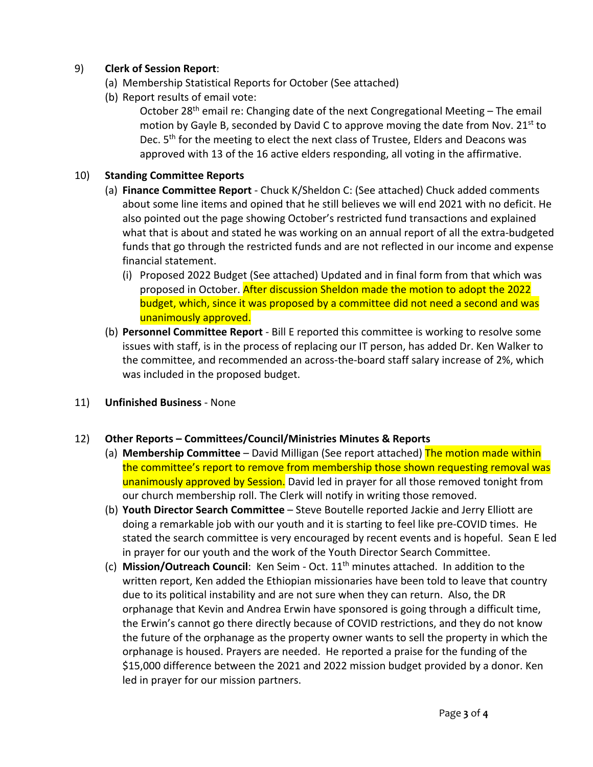9) **Clerk of Session Report**:

   (a) Membership Statistical Reports for October (See attached)

   (b) Report results of email vote:

   October 28th email re: Changing date of the next Congregational Meeting – The email motion by Gayle B, seconded by David C to approve moving the date from Nov. 21st to Dec. 5th for the meeting to elect the next class of Trustee, Elders and Deacons was approved with 13 of the 16 active elders responding, all voting in the affirmative.

10) **Standing Committee Reports**

   (a) **Finance Committee Report** - Chuck K/Sheldon C: (See attached) Chuck added comments about some line items and opined that he still believes we will end 2021 with no deficit. He also pointed out the page showing October's restricted fund transactions and explained what that is about and stated he was working on an annual report of all the extra-budgeted funds that go through the restricted funds and are not reflected in our income and expense financial statement.

   (i) Proposed 2022 Budget (See attached) Updated and in final form from that which was proposed in October. After discussion Sheldon made the motion to adopt the 2022 budget, which, since it was proposed by a committee did not need a second and was unanimously approved.

   (b) **Personnel Committee Report** - Bill E reported this committee is working to resolve some issues with staff, is in the process of replacing our IT person, has added Dr. Ken Walker to the committee, and recommended an across-the-board staff salary increase of 2%, which was included in the proposed budget.

11) **Unfinished Business** - None

12) **Other Reports – Committees/Council/Ministries Minutes & Reports**

   (a) **Membership Committee** – David Milligan (See report attached) The motion made within the committee's report to remove from membership those shown requesting removal was unanimously approved by Session. David led in prayer for all those removed tonight from our church membership roll. The Clerk will notify in writing those removed.

   (b) **Youth Director Search Committee** – Steve Boutelle reported Jackie and Jerry Elliott are doing a remarkable job with our youth and it is starting to feel like pre-COVID times. He stated the search committee is very encouraged by recent events and is hopeful. Sean E led in prayer for our youth and the work of the Youth Director Search Committee.

   (c) **Mission/Outreach Council**: Ken Seim - Oct. 11th minutes attached. In addition to the written report, Ken added the Ethiopian missionaries have been told to leave that country due to its political instability and are not sure when they can return. Also, the DR orphanage that Kevin and Andrea Erwin have sponsored is going through a difficult time, the Erwin's cannot go there directly because of COVID restrictions, and they do not know the future of the orphanage as the property owner wants to sell the property in which the orphanage is housed. Prayers are needed. He reported a praise for the funding of the $15,000 difference between the 2021 and 2022 mission budget provided by a donor. Ken led in prayer for our mission partners.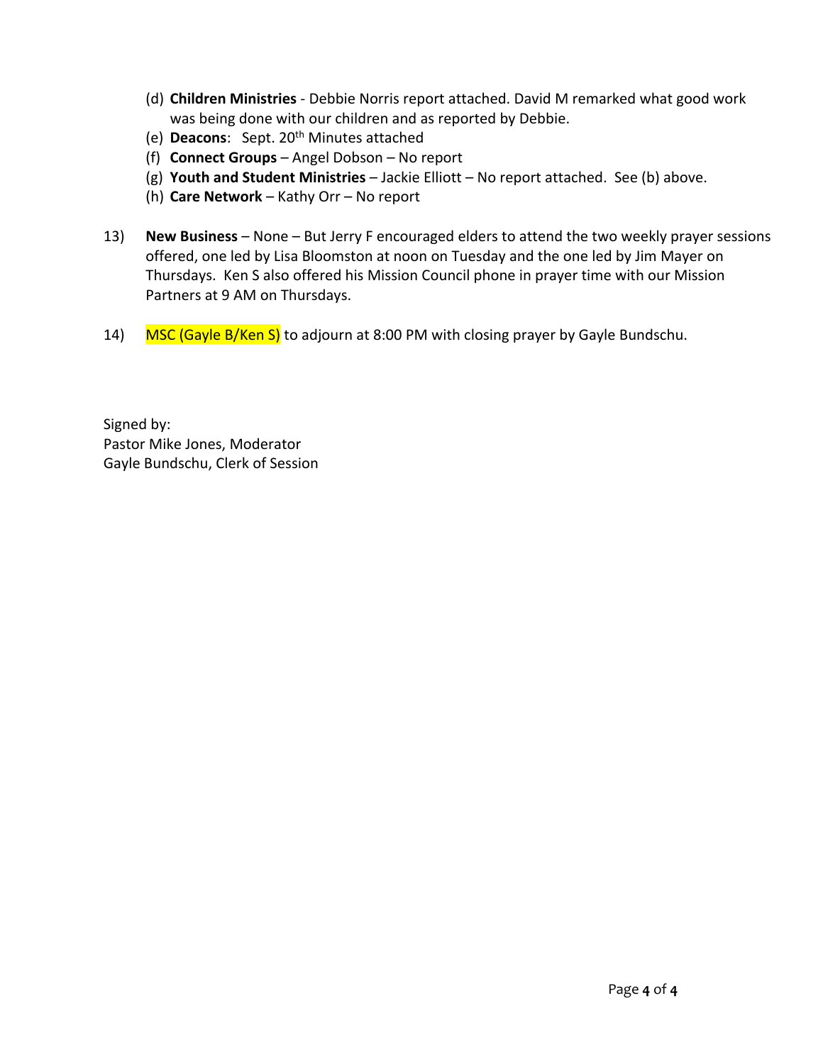(d) **Children Ministries** - Debbie Norris report attached. David M remarked what good work was being done with our children and as reported by Debbie.

(e) **Deacons**: Sept. 20th Minutes attached

(f) **Connect Groups** – Angel Dobson – No report

(g) **Youth and Student Ministries** – Jackie Elliott – No report attached. See (b) above.

(h) **Care Network** – Kathy Orr – No report

13) **New Business** – None – But Jerry F encouraged elders to attend the two weekly prayer sessions offered, one led by Lisa Bloomston at noon on Tuesday and the one led by Jim Mayer on Thursdays. Ken S also offered his Mission Council phone in prayer time with our Mission Partners at 9 AM on Thursdays.

14) MSC (Gayle B/Ken S) to adjourn at 8:00 PM with closing prayer by Gayle Bundschu.

Signed by:
Pastor Mike Jones, Moderator
Gayle Bundschu, Clerk of Session